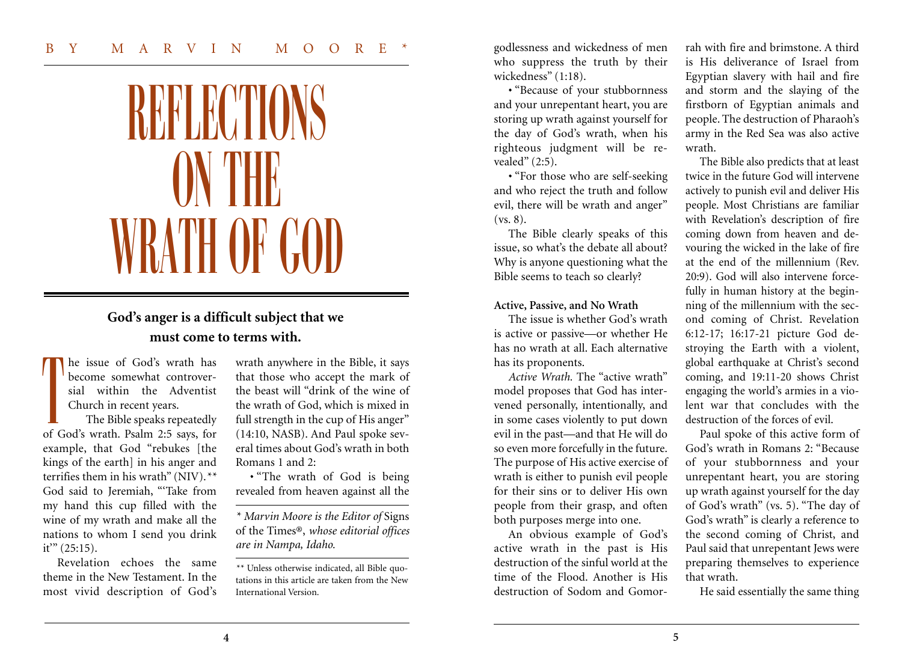BY MARVIN MOORE*

# REFLECTIONS ON THE WRATH OF GOD

**God's anger is a difficult subject that we must come to terms with.**

The issue of God's wrath has become somewhat controversial within the Adventist Church in recent years.

The Bible speaks repeatedly of God's wrath. Psalm 2:5 says, for example, that God "rebukes [the kings of the earth] in his anger and terrifies them in his wrath" (NIV).** God said to Jeremiah, "'Take from my hand this cup filled with the wine of my wrath and make all the nations to whom I send you drink it'" (25:15).

Revelation echoes the same theme in the New Testament. In the most vivid description of God's wrath anywhere in the Bible, it says that those who accept the mark of the beast will "drink of the wine of the wrath of God, which is mixed in full strength in the cup of His anger" (14:10, NASB). And Paul spoke several times about God's wrath in both Romans 1 and 2:

- "The wrath of God is being revealed from heaven against all the godlessness and wickedness of men who suppress the truth by their wickedness" (1:18).
- "Because of your stubbornness and your unrepentant heart, you are storing up wrath against yourself for the day of God's wrath, when his righteous judgment will be revealed" (2:5).
- "For those who are self-seeking and who reject the truth and follow evil, there will be wrath and anger" (vs. 8).

The Bible clearly speaks of this issue, so what's the debate all about? Why is anyone questioning what the Bible seems to teach so clearly?

**Active, Passive, and No Wrath**

The issue is whether God's wrath is active or passive—or whether He has no wrath at all. Each alternative has its proponents.

*Active Wrath.* The "active wrath" model proposes that God has intervened personally, intentionally, and in some cases violently to put down evil in the past—and that He will do so even more forcefully in the future. The purpose of His active exercise of wrath is either to punish evil people for their sins or to deliver His own people from their grasp, and often both purposes merge into one.

An obvious example of God's active wrath in the past is His destruction of the sinful world at the time of the Flood. Another is His destruction of Sodom and Gomorrah with fire and brimstone. A third is His deliverance of Israel from Egyptian slavery with hail and fire and storm and the slaying of the firstborn of Egyptian animals and people. The destruction of Pharaoh's army in the Red Sea was also active wrath.

The Bible also predicts that at least twice in the future God will intervene actively to punish evil and deliver His people. Most Christians are familiar with Revelation's description of fire coming down from heaven and devouring the wicked in the lake of fire at the end of the millennium (Rev. 20:9). God will also intervene forcefully in human history at the beginning of the millennium with the second coming of Christ. Revelation 6:12-17; 16:17-21 picture God destroying the Earth with a violent, global earthquake at Christ's second coming, and 19:11-20 shows Christ engaging the world's armies in a violent war that concludes with the destruction of the forces of evil.

Paul spoke of this active form of God's wrath in Romans 2: "Because of your stubbornness and your unrepentant heart, you are storing up wrath against yourself for the day of God's wrath" (vs. 5). "The day of God's wrath" is clearly a reference to the second coming of Christ, and Paul said that unrepentant Jews were preparing themselves to experience that wrath.

He said essentially the same thing

---

\* *Marvin Moore is the Editor of* Signs of the Times®, *whose editorial offices are in Nampa, Idaho.*

\** Unless otherwise indicated, all Bible quotations in this article are taken from the New International Version.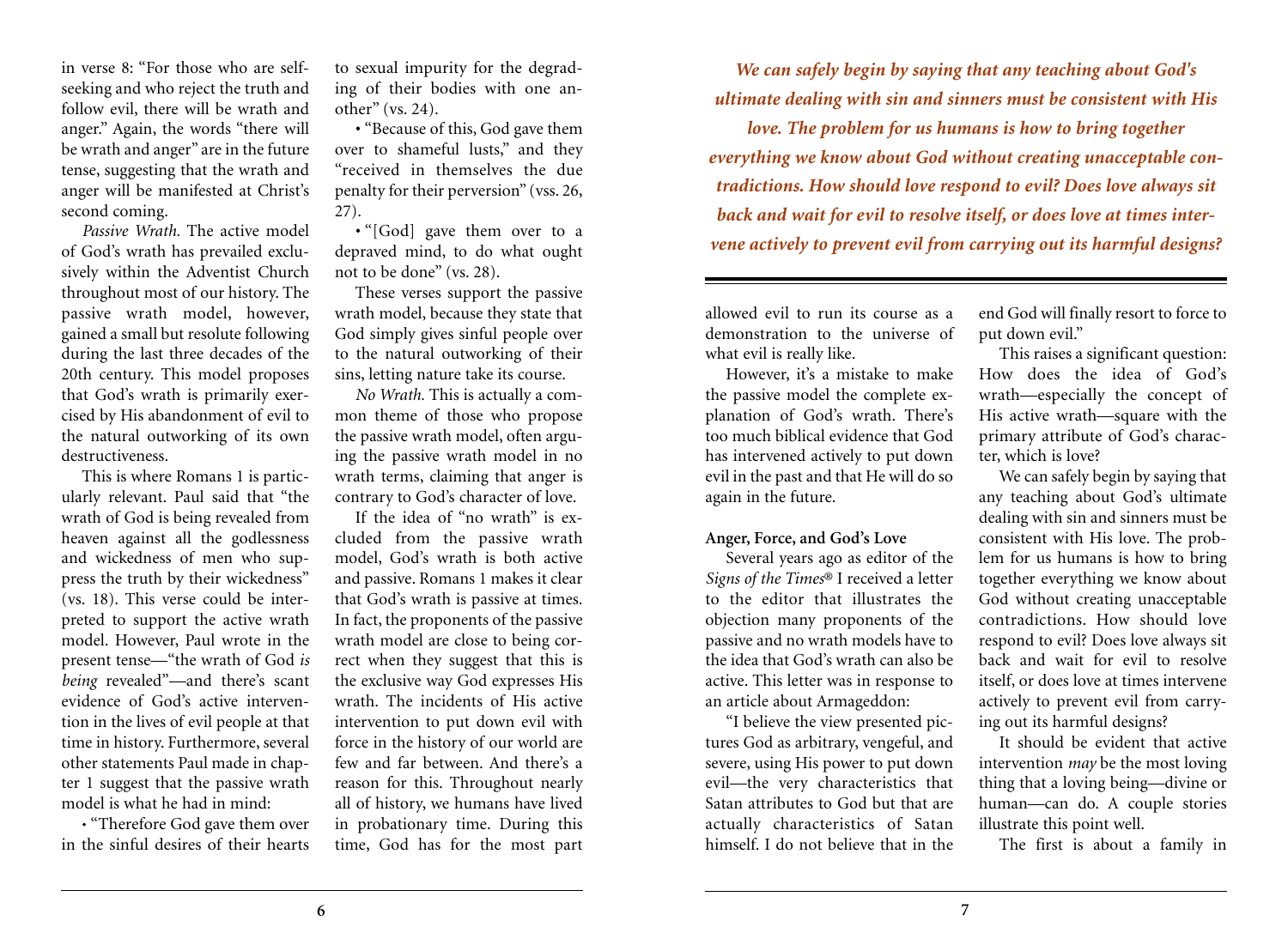in verse 8: "For those who are self-seeking and who reject the truth and follow evil, there will be wrath and anger." Again, the words "there will be wrath and anger" are in the future tense, suggesting that the wrath and anger will be manifested at Christ's second coming.

*Passive Wrath.* The active model of God's wrath has prevailed exclusively within the Adventist Church throughout most of our history. The passive wrath model, however, gained a small but resolute following during the last three decades of the 20th century. This model proposes that God's wrath is primarily exercised by His abandonment of evil to the natural outworking of its own destructiveness.

This is where Romans 1 is particularly relevant. Paul said that "the wrath of God is being revealed from heaven against all the godlessness and wickedness of men who suppress the truth by their wickedness" (vs. 18). This verse could be interpreted to support the active wrath model. However, Paul wrote in the present tense—"the wrath of God *is being* revealed"—and there's scant evidence of God's active intervention in the lives of evil people at that time in history. Furthermore, several other statements Paul made in chapter 1 suggest that the passive wrath model is what he had in mind:

- "Therefore God gave them over in the sinful desires of their hearts to sexual impurity for the degrading of their bodies with one another" (vs. 24).
- "Because of this, God gave them over to shameful lusts," and they "received in themselves the due penalty for their perversion" (vss. 26, 27).
- "[God] gave them over to a depraved mind, to do what ought not to be done" (vs. 28).

These verses support the passive wrath model, because they state that God simply gives sinful people over to the natural outworking of their sins, letting nature take its course.

*No Wrath.* This is actually a common theme of those who propose the passive wrath model, often arguing the passive wrath model in no wrath terms, claiming that anger is contrary to God's character of love.

If the idea of "no wrath" is excluded from the passive wrath model, God's wrath is both active and passive. Romans 1 makes it clear that God's wrath is passive at times. In fact, the proponents of the passive wrath model are close to being correct when they suggest that this is the exclusive way God expresses His wrath. The incidents of His active intervention to put down evil with force in the history of our world are few and far between. And there's a reason for this. Throughout nearly all of history, we humans have lived in probationary time. During this time, God has for the most part allowed evil to run its course as a demonstration to the universe of what evil is really like.

However, it's a mistake to make the passive model the complete explanation of God's wrath. There's too much biblical evidence that God has intervened actively to put down evil in the past and that He will do so again in the future.

**Anger, Force, and God's Love**

Several years ago as editor of the *Signs of the Times*® I received a letter to the editor that illustrates the objection many proponents of the passive and no wrath models have to the idea that God's wrath can also be active. This letter was in response to an article about Armageddon:

"I believe the view presented pictures God as arbitrary, vengeful, and severe, using His power to put down evil—the very characteristics that Satan attributes to God but that are actually characteristics of Satan himself. I do not believe that in the end God will finally resort to force to put down evil."

This raises a significant question: How does the idea of God's wrath—especially the concept of His active wrath—square with the primary attribute of God's character, which is love?

We can safely begin by saying that any teaching about God's ultimate dealing with sin and sinners must be consistent with His love. The problem for us humans is how to bring together everything we know about God without creating unacceptable contradictions. How should love respond to evil? Does love always sit back and wait for evil to resolve itself, or does love at times intervene actively to prevent evil from carrying out its harmful designs?

It should be evident that active intervention *may* be the most loving thing that a loving being—divine or human—can do. A couple stories illustrate this point well.

The first is about a family in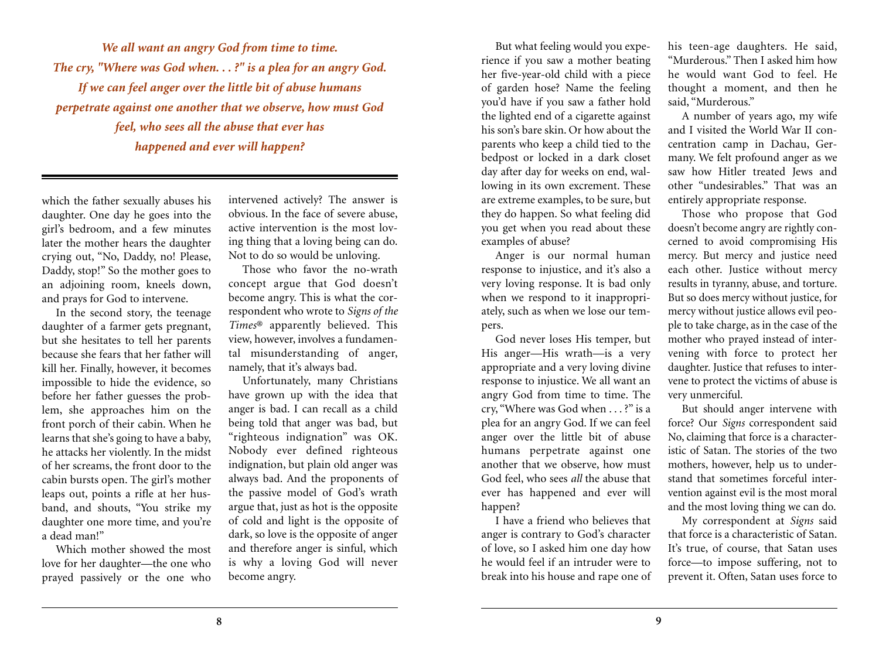*We all want an angry God from time to time. The cry, "Where was God when. . . ?" is a plea for an angry God. If we can feel anger over the little bit of abuse humans perpetrate against one another that we observe, how must God feel, who sees all the abuse that ever has happened and ever will happen?*

---

which the father sexually abuses his daughter. One day he goes into the girl's bedroom, and a few minutes later the mother hears the daughter crying out, "No, Daddy, no! Please, Daddy, stop!" So the mother goes to an adjoining room, kneels down, and prays for God to intervene.

In the second story, the teenage daughter of a farmer gets pregnant, but she hesitates to tell her parents because she fears that her father will kill her. Finally, however, it becomes impossible to hide the evidence, so before her father guesses the problem, she approaches him on the front porch of their cabin. When he learns that she's going to have a baby, he attacks her violently. In the midst of her screams, the front door to the cabin bursts open. The girl's mother leaps out, points a rifle at her husband, and shouts, "You strike my daughter one more time, and you're a dead man!"

Which mother showed the most love for her daughter—the one who prayed passively or the one who intervened actively? The answer is obvious. In the face of severe abuse, active intervention is the most loving thing that a loving being can do. Not to do so would be unloving.

Those who favor the no-wrath concept argue that God doesn't become angry. This is what the correspondent who wrote to *Signs of the Times*® apparently believed. This view, however, involves a fundamental misunderstanding of anger, namely, that it's always bad.

Unfortunately, many Christians have grown up with the idea that anger is bad. I can recall as a child being told that anger was bad, but "righteous indignation" was OK. Nobody ever defined righteous indignation, but plain old anger was always bad. And the proponents of the passive model of God's wrath argue that, just as hot is the opposite of cold and light is the opposite of dark, so love is the opposite of anger and therefore anger is sinful, which is why a loving God will never become angry.

But what feeling would you experience if you saw a mother beating her five-year-old child with a piece of garden hose? Name the feeling you'd have if you saw a father hold the lighted end of a cigarette against his son's bare skin. Or how about the parents who keep a child tied to the bedpost or locked in a dark closet day after day for weeks on end, wallowing in its own excrement. These are extreme examples, to be sure, but they do happen. So what feeling did you get when you read about these examples of abuse?

Anger is our normal human response to injustice, and it's also a very loving response. It is bad only when we respond to it inappropriately, such as when we lose our tempers.

God never loses His temper, but His anger—His wrath—is a very appropriate and a very loving divine response to injustice. We all want an angry God from time to time. The cry, "Where was God when . . . ?" is a plea for an angry God. If we can feel anger over the little bit of abuse humans perpetrate against one another that we observe, how must God feel, who sees *all* the abuse that ever has happened and ever will happen?

I have a friend who believes that anger is contrary to God's character of love, so I asked him one day how he would feel if an intruder were to break into his house and rape one of his teen-age daughters. He said, "Murderous." Then I asked him how he would want God to feel. He thought a moment, and then he said, "Murderous."

A number of years ago, my wife and I visited the World War II concentration camp in Dachau, Germany. We felt profound anger as we saw how Hitler treated Jews and other "undesirables." That was an entirely appropriate response.

Those who propose that God doesn't become angry are rightly concerned to avoid compromising His mercy. But mercy and justice need each other. Justice without mercy results in tyranny, abuse, and torture. But so does mercy without justice, for mercy without justice allows evil people to take charge, as in the case of the mother who prayed instead of intervening with force to protect her daughter. Justice that refuses to intervene to protect the victims of abuse is very unmerciful.

But should anger intervene with force? Our *Signs* correspondent said No, claiming that force is a characteristic of Satan. The stories of the two mothers, however, help us to understand that sometimes forceful intervention against evil is the most moral and the most loving thing we can do.

My correspondent at *Signs* said that force is a characteristic of Satan. It's true, of course, that Satan uses force—to impose suffering, not to prevent it. Often, Satan uses force to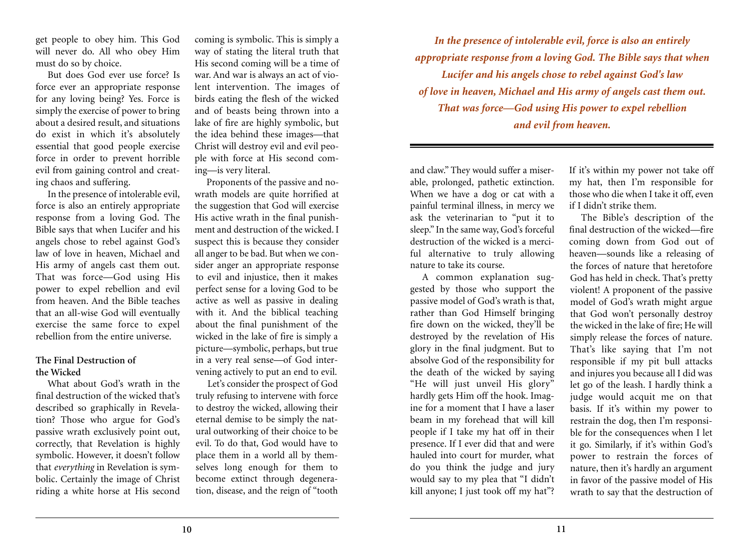get people to obey him. This God will never do. All who obey Him must do so by choice.

But does God ever use force? Is force ever an appropriate response for any loving being? Yes. Force is simply the exercise of power to bring about a desired result, and situations do exist in which it's absolutely essential that good people exercise force in order to prevent horrible evil from gaining control and creating chaos and suffering.

In the presence of intolerable evil, force is also an entirely appropriate response from a loving God. The Bible says that when Lucifer and his angels chose to rebel against God's law of love in heaven, Michael and His army of angels cast them out. That was force—God using His power to expel rebellion and evil from heaven. And the Bible teaches that an all-wise God will eventually exercise the same force to expel rebellion from the entire universe.

### The Final Destruction of the Wicked

What about God's wrath in the final destruction of the wicked that's described so graphically in Revelation? Those who argue for God's passive wrath exclusively point out, correctly, that Revelation is highly symbolic. However, it doesn't follow that *everything* in Revelation is symbolic. Certainly the image of Christ riding a white horse at His second coming is symbolic. This is simply a way of stating the literal truth that His second coming will be a time of war. And war is always an act of violent intervention. The images of birds eating the flesh of the wicked and of beasts being thrown into a lake of fire are highly symbolic, but the idea behind these images—that Christ will destroy evil and evil people with force at His second coming—is very literal.

Proponents of the passive and no-wrath models are quite horrified at the suggestion that God will exercise His active wrath in the final punishment and destruction of the wicked. I suspect this is because they consider all anger to be bad. But when we consider anger an appropriate response to evil and injustice, then it makes perfect sense for a loving God to be active as well as passive in dealing with it. And the biblical teaching about the final punishment of the wicked in the lake of fire is simply a picture—symbolic, perhaps, but true in a very real sense—of God intervening actively to put an end to evil.

Let's consider the prospect of God truly refusing to intervene with force to destroy the wicked, allowing their eternal demise to be simply the natural outworking of their choice to be evil. To do that, God would have to place them in a world all by themselves long enough for them to become extinct through degeneration, disease, and the reign of "tooth and claw." They would suffer a miserable, prolonged, pathetic extinction. When we have a dog or cat with a painful terminal illness, in mercy we ask the veterinarian to "put it to sleep." In the same way, God's forceful destruction of the wicked is a merciful alternative to truly allowing nature to take its course.

*In the presence of intolerable evil, force is also an entirely appropriate response from a loving God. The Bible says that when Lucifer and his angels chose to rebel against God's law of love in heaven, Michael and His army of angels cast them out. That was force—God using His power to expel rebellion and evil from heaven.*

A common explanation suggested by those who support the passive model of God's wrath is that, rather than God Himself bringing fire down on the wicked, they'll be destroyed by the revelation of His glory in the final judgment. But to absolve God of the responsibility for the death of the wicked by saying "He will just unveil His glory" hardly gets Him off the hook. Imagine for a moment that I have a laser beam in my forehead that will kill people if I take my hat off in their presence. If I ever did that and were hauled into court for murder, what do you think the judge and jury would say to my plea that "I didn't kill anyone; I just took off my hat"? If it's within my power not take off my hat, then I'm responsible for those who die when I take it off, even if I didn't strike them.

The Bible's description of the final destruction of the wicked—fire coming down from God out of heaven—sounds like a releasing of the forces of nature that heretofore God has held in check. That's pretty violent! A proponent of the passive model of God's wrath might argue that God won't personally destroy the wicked in the lake of fire; He will simply release the forces of nature. That's like saying that I'm not responsible if my pit bull attacks and injures you because all I did was let go of the leash. I hardly think a judge would acquit me on that basis. If it's within my power to restrain the dog, then I'm responsible for the consequences when I let it go. Similarly, if it's within God's power to restrain the forces of nature, then it's hardly an argument in favor of the passive model of His wrath to say that the destruction of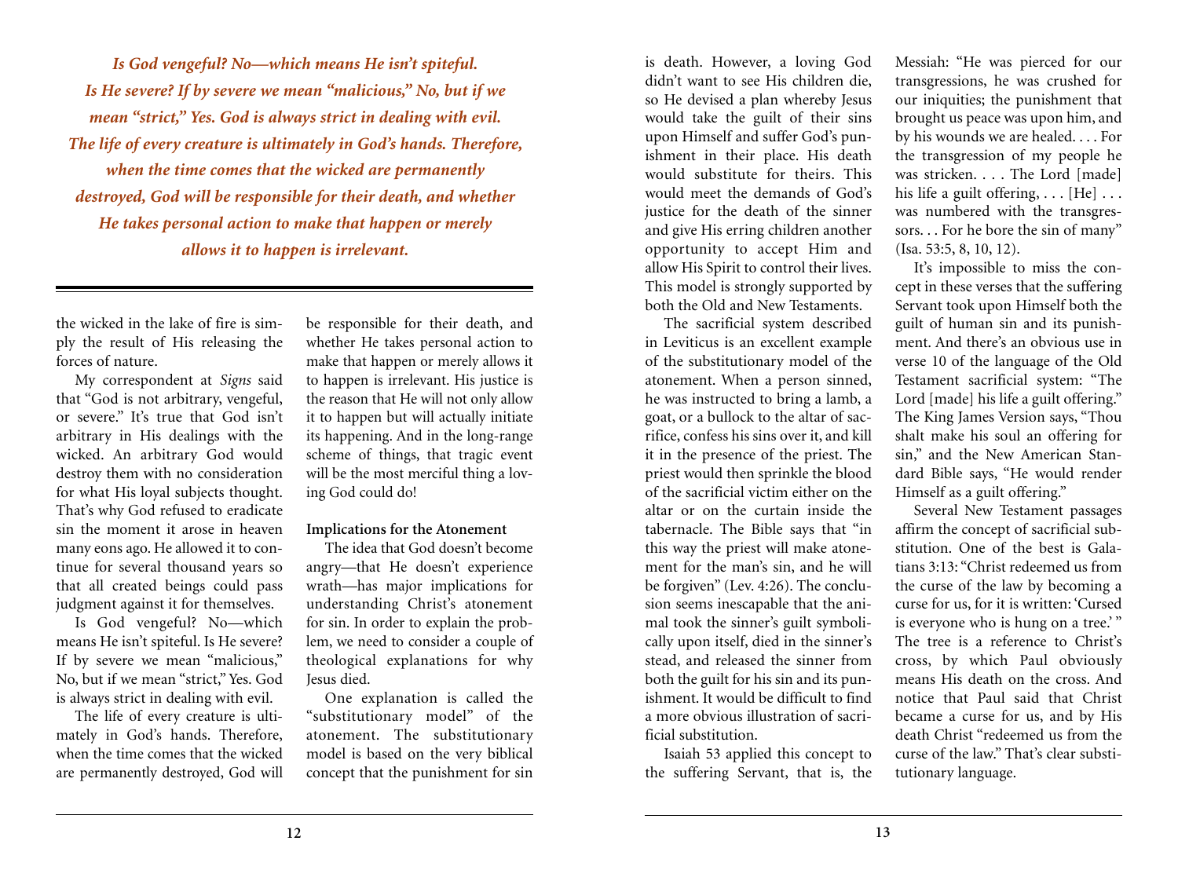*Is God vengeful? No—which means He isn't spiteful. Is He severe? If by severe we mean "malicious," No, but if we mean "strict," Yes. God is always strict in dealing with evil. The life of every creature is ultimately in God's hands. Therefore, when the time comes that the wicked are permanently destroyed, God will be responsible for their death, and whether He takes personal action to make that happen or merely allows it to happen is irrelevant.*

the wicked in the lake of fire is simply the result of His releasing the forces of nature.

My correspondent at *Signs* said that "God is not arbitrary, vengeful, or severe." It's true that God isn't arbitrary in His dealings with the wicked. An arbitrary God would destroy them with no consideration for what His loyal subjects thought. That's why God refused to eradicate sin the moment it arose in heaven many eons ago. He allowed it to continue for several thousand years so that all created beings could pass judgment against it for themselves.

Is God vengeful? No—which means He isn't spiteful. Is He severe? If by severe we mean "malicious," No, but if we mean "strict," Yes. God is always strict in dealing with evil.

The life of every creature is ultimately in God's hands. Therefore, when the time comes that the wicked are permanently destroyed, God will be responsible for their death, and whether He takes personal action to make that happen or merely allows it to happen is irrelevant. His justice is the reason that He will not only allow it to happen but will actually initiate its happening. And in the long-range scheme of things, that tragic event will be the most merciful thing a loving God could do!

**Implications for the Atonement**

The idea that God doesn't become angry—that He doesn't experience wrath—has major implications for understanding Christ's atonement for sin. In order to explain the problem, we need to consider a couple of theological explanations for why Jesus died.

One explanation is called the "substitutionary model" of the atonement. The substitutionary model is based on the very biblical concept that the punishment for sin is death. However, a loving God didn't want to see His children die, so He devised a plan whereby Jesus would take the guilt of their sins upon Himself and suffer God's punishment in their place. His death would substitute for theirs. This would meet the demands of God's justice for the death of the sinner and give His erring children another opportunity to accept Him and allow His Spirit to control their lives. This model is strongly supported by both the Old and New Testaments.

The sacrificial system described in Leviticus is an excellent example of the substitutionary model of the atonement. When a person sinned, he was instructed to bring a lamb, a goat, or a bullock to the altar of sacrifice, confess his sins over it, and kill it in the presence of the priest. The priest would then sprinkle the blood of the sacrificial victim either on the altar or on the curtain inside the tabernacle. The Bible says that "in this way the priest will make atonement for the man's sin, and he will be forgiven" (Lev. 4:26). The conclusion seems inescapable that the animal took the sinner's guilt symbolically upon itself, died in the sinner's stead, and released the sinner from both the guilt for his sin and its punishment. It would be difficult to find a more obvious illustration of sacrificial substitution.

Isaiah 53 applied this concept to the suffering Servant, that is, the Messiah: "He was pierced for our transgressions, he was crushed for our iniquities; the punishment that brought us peace was upon him, and by his wounds we are healed. . . . For the transgression of my people he was stricken. . . . The Lord [made] his life a guilt offering, . . . [He] . . . was numbered with the transgressors. . . For he bore the sin of many" (Isa. 53:5, 8, 10, 12).

It's impossible to miss the concept in these verses that the suffering Servant took upon Himself both the guilt of human sin and its punishment. And there's an obvious use in verse 10 of the language of the Old Testament sacrificial system: "The Lord [made] his life a guilt offering." The King James Version says, "Thou shalt make his soul an offering for sin," and the New American Standard Bible says, "He would render Himself as a guilt offering."

Several New Testament passages affirm the concept of sacrificial substitution. One of the best is Galatians 3:13: "Christ redeemed us from the curse of the law by becoming a curse for us, for it is written: 'Cursed is everyone who is hung on a tree.' " The tree is a reference to Christ's cross, by which Paul obviously means His death on the cross. And notice that Paul said that Christ became a curse for us, and by His death Christ "redeemed us from the curse of the law." That's clear substitutionary language.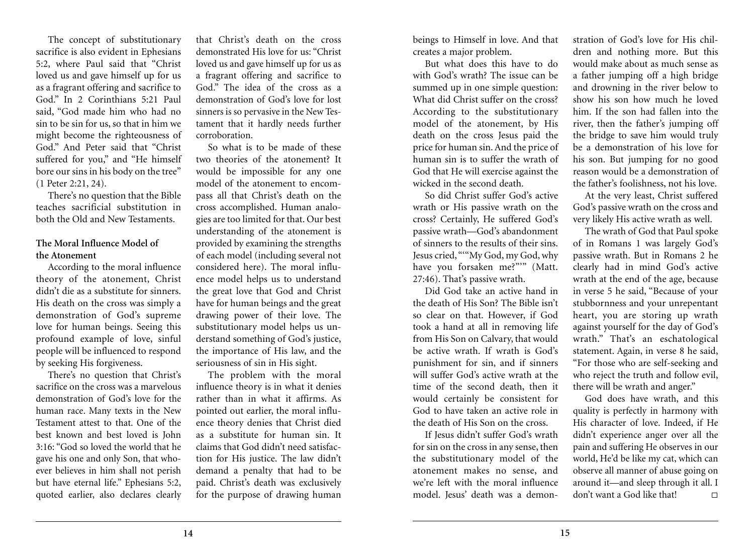The concept of substitutionary sacrifice is also evident in Ephesians 5:2, where Paul said that "Christ loved us and gave himself up for us as a fragrant offering and sacrifice to God." In 2 Corinthians 5:21 Paul said, "God made him who had no sin to be sin for us, so that in him we might become the righteousness of God." And Peter said that "Christ suffered for you," and "He himself bore our sins in his body on the tree" (1 Peter 2:21, 24).

There's no question that the Bible teaches sacrificial substitution in both the Old and New Testaments.

**The Moral Influence Model of the Atonement**

According to the moral influence theory of the atonement, Christ didn't die as a substitute for sinners. His death on the cross was simply a demonstration of God's supreme love for human beings. Seeing this profound example of love, sinful people will be influenced to respond by seeking His forgiveness.

There's no question that Christ's sacrifice on the cross was a marvelous demonstration of God's love for the human race. Many texts in the New Testament attest to that. One of the best known and best loved is John 3:16: "God so loved the world that he gave his one and only Son, that whoever believes in him shall not perish but have eternal life." Ephesians 5:2, quoted earlier, also declares clearly that Christ's death on the cross demonstrated His love for us: "Christ loved us and gave himself up for us as a fragrant offering and sacrifice to God." The idea of the cross as a demonstration of God's love for lost sinners is so pervasive in the New Testament that it hardly needs further corroboration.

So what is to be made of these two theories of the atonement? It would be impossible for any one model of the atonement to encompass all that Christ's death on the cross accomplished. Human analogies are too limited for that. Our best understanding of the atonement is provided by examining the strengths of each model (including several not considered here). The moral influence model helps us to understand the great love that God and Christ have for human beings and the great drawing power of their love. The substitutionary model helps us understand something of God's justice, the importance of His law, and the seriousness of sin in His sight.

The problem with the moral influence theory is in what it denies rather than in what it affirms. As pointed out earlier, the moral influence theory denies that Christ died as a substitute for human sin. It claims that God didn't need satisfaction for His justice. The law didn't demand a penalty that had to be paid. Christ's death was exclusively for the purpose of drawing human beings to Himself in love. And that creates a major problem.

But what does this have to do with God's wrath? The issue can be summed up in one simple question: What did Christ suffer on the cross? According to the substitutionary model of the atonement, by His death on the cross Jesus paid the price for human sin. And the price of human sin is to suffer the wrath of God that He will exercise against the wicked in the second death.

So did Christ suffer God's active wrath or His passive wrath on the cross? Certainly, He suffered God's passive wrath—God's abandonment of sinners to the results of their sins. Jesus cried, """My God, my God, why have you forsaken me?"'" (Matt. 27:46). That's passive wrath.

Did God take an active hand in the death of His Son? The Bible isn't so clear on that. However, if God took a hand at all in removing life from His Son on Calvary, that would be active wrath. If wrath is God's punishment for sin, and if sinners will suffer God's active wrath at the time of the second death, then it would certainly be consistent for God to have taken an active role in the death of His Son on the cross.

If Jesus didn't suffer God's wrath for sin on the cross in any sense, then the substitutionary model of the atonement makes no sense, and we're left with the moral influence model. Jesus' death was a demonstration of God's love for His children and nothing more. But this would make about as much sense as a father jumping off a high bridge and drowning in the river below to show his son how much he loved him. If the son had fallen into the river, then the father's jumping off the bridge to save him would truly be a demonstration of his love for his son. But jumping for no good reason would be a demonstration of the father's foolishness, not his love.

At the very least, Christ suffered God's passive wrath on the cross and very likely His active wrath as well.

The wrath of God that Paul spoke of in Romans 1 was largely God's passive wrath. But in Romans 2 he clearly had in mind God's active wrath at the end of the age, because in verse 5 he said, "Because of your stubbornness and your unrepentant heart, you are storing up wrath against yourself for the day of God's wrath." That's an eschatological statement. Again, in verse 8 he said, "For those who are self-seeking and who reject the truth and follow evil, there will be wrath and anger."

God does have wrath, and this quality is perfectly in harmony with His character of love. Indeed, if He didn't experience anger over all the pain and suffering He observes in our world, He'd be like my cat, which can observe all manner of abuse going on around it—and sleep through it all. I don't want a God like that! □